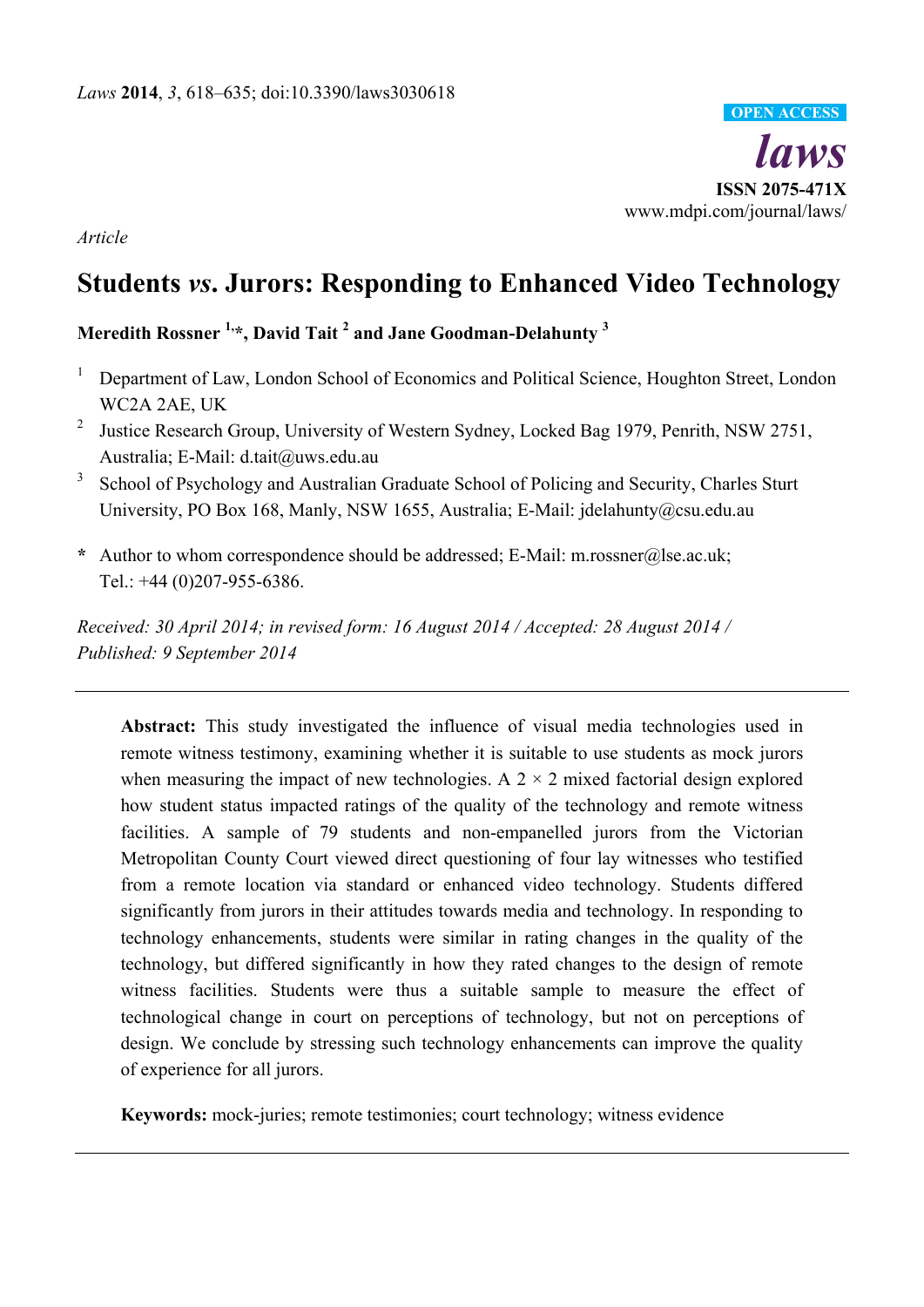*Laws* **2014**, *3*, 618–635; doi:10.3390/laws3030618

OPEN ACCESS

***laws***

**ISSN 2075-471X**

www.mdpi.com/journal/laws/

*Article*

# Students *vs*. Jurors: Responding to Enhanced Video Technology

**Meredith Rossner [1,]*, David Tait [2] and Jane Goodman-Delahunty [3]**

[1] Department of Law, London School of Economics and Political Science, Houghton Street, London WC2A 2AE, UK

[2] Justice Research Group, University of Western Sydney, Locked Bag 1979, Penrith, NSW 2751, Australia; E-Mail: d.tait@uws.edu.au

[3] School of Psychology and Australian Graduate School of Policing and Security, Charles Sturt University, PO Box 168, Manly, NSW 1655, Australia; E-Mail: jdelahunty@csu.edu.au

**\*** Author to whom correspondence should be addressed; E-Mail: m.rossner@lse.ac.uk; Tel.: +44 (0)207-955-6386.

*Received: 30 April 2014; in revised form: 16 August 2014 / Accepted: 28 August 2014 / Published: 9 September 2014*

---

**Abstract:** This study investigated the influence of visual media technologies used in remote witness testimony, examining whether it is suitable to use students as mock jurors when measuring the impact of new technologies. A 2 × 2 mixed factorial design explored how student status impacted ratings of the quality of the technology and remote witness facilities. A sample of 79 students and non-empanelled jurors from the Victorian Metropolitan County Court viewed direct questioning of four lay witnesses who testified from a remote location via standard or enhanced video technology. Students differed significantly from jurors in their attitudes towards media and technology. In responding to technology enhancements, students were similar in rating changes in the quality of the technology, but differed significantly in how they rated changes to the design of remote witness facilities. Students were thus a suitable sample to measure the effect of technological change in court on perceptions of technology, but not on perceptions of design. We conclude by stressing such technology enhancements can improve the quality of experience for all jurors.

**Keywords:** mock-juries; remote testimonies; court technology; witness evidence

---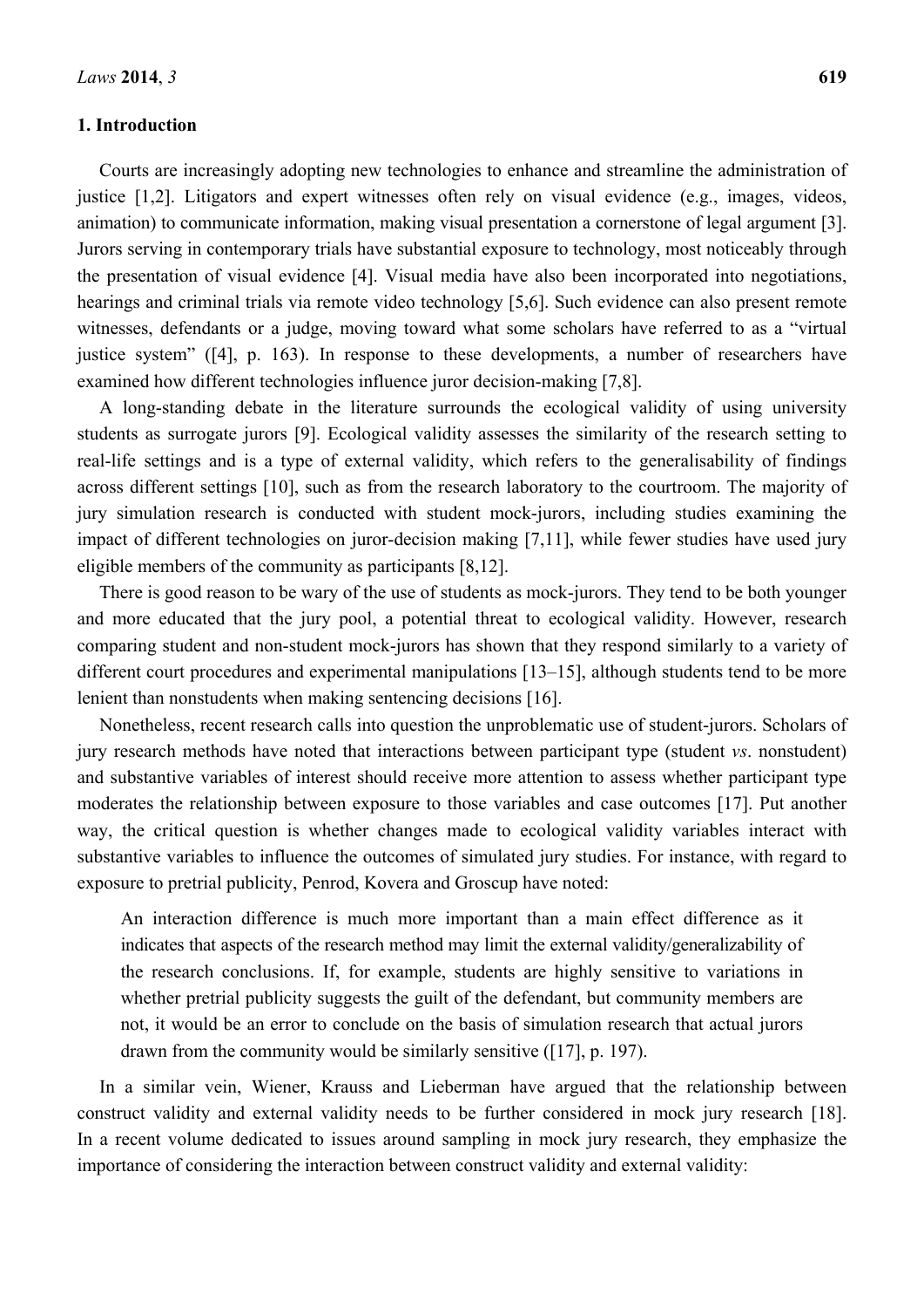## 1. Introduction

Courts are increasingly adopting new technologies to enhance and streamline the administration of justice [1,2]. Litigators and expert witnesses often rely on visual evidence (e.g., images, videos, animation) to communicate information, making visual presentation a cornerstone of legal argument [3]. Jurors serving in contemporary trials have substantial exposure to technology, most noticeably through the presentation of visual evidence [4]. Visual media have also been incorporated into negotiations, hearings and criminal trials via remote video technology [5,6]. Such evidence can also present remote witnesses, defendants or a judge, moving toward what some scholars have referred to as a "virtual justice system" ([4], p. 163). In response to these developments, a number of researchers have examined how different technologies influence juror decision-making [7,8].

A long-standing debate in the literature surrounds the ecological validity of using university students as surrogate jurors [9]. Ecological validity assesses the similarity of the research setting to real-life settings and is a type of external validity, which refers to the generalisability of findings across different settings [10], such as from the research laboratory to the courtroom. The majority of jury simulation research is conducted with student mock-jurors, including studies examining the impact of different technologies on juror-decision making [7,11], while fewer studies have used jury eligible members of the community as participants [8,12].

There is good reason to be wary of the use of students as mock-jurors. They tend to be both younger and more educated that the jury pool, a potential threat to ecological validity. However, research comparing student and non-student mock-jurors has shown that they respond similarly to a variety of different court procedures and experimental manipulations [13–15], although students tend to be more lenient than nonstudents when making sentencing decisions [16].

Nonetheless, recent research calls into question the unproblematic use of student-jurors. Scholars of jury research methods have noted that interactions between participant type (student *vs*. nonstudent) and substantive variables of interest should receive more attention to assess whether participant type moderates the relationship between exposure to those variables and case outcomes [17]. Put another way, the critical question is whether changes made to ecological validity variables interact with substantive variables to influence the outcomes of simulated jury studies. For instance, with regard to exposure to pretrial publicity, Penrod, Kovera and Groscup have noted:

> An interaction difference is much more important than a main effect difference as it indicates that aspects of the research method may limit the external validity/generalizability of the research conclusions. If, for example, students are highly sensitive to variations in whether pretrial publicity suggests the guilt of the defendant, but community members are not, it would be an error to conclude on the basis of simulation research that actual jurors drawn from the community would be similarly sensitive ([17], p. 197).

In a similar vein, Wiener, Krauss and Lieberman have argued that the relationship between construct validity and external validity needs to be further considered in mock jury research [18]. In a recent volume dedicated to issues around sampling in mock jury research, they emphasize the importance of considering the interaction between construct validity and external validity: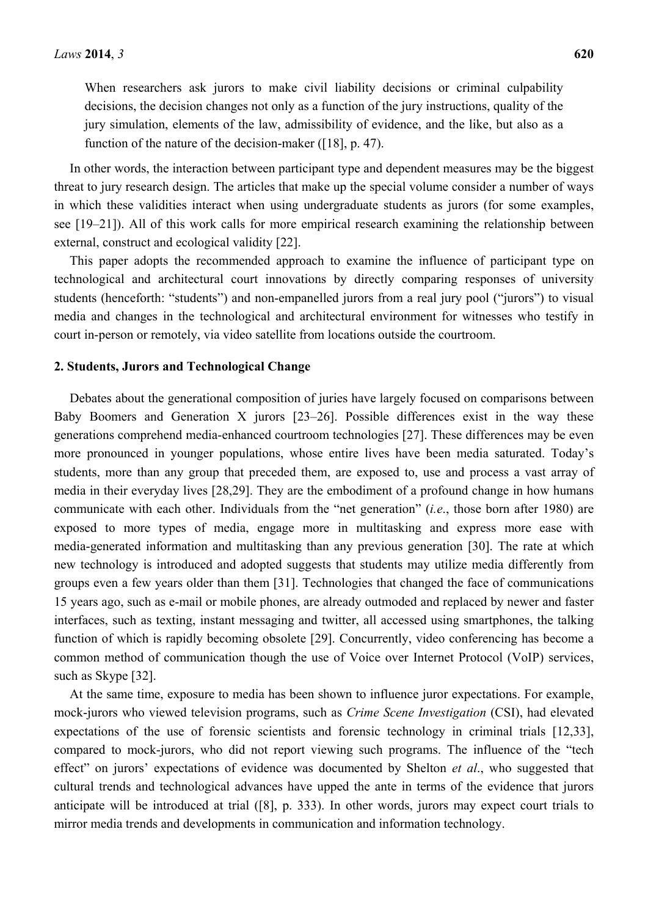> When researchers ask jurors to make civil liability decisions or criminal culpability decisions, the decision changes not only as a function of the jury instructions, quality of the jury simulation, elements of the law, admissibility of evidence, and the like, but also as a function of the nature of the decision-maker ([18], p. 47).

In other words, the interaction between participant type and dependent measures may be the biggest threat to jury research design. The articles that make up the special volume consider a number of ways in which these validities interact when using undergraduate students as jurors (for some examples, see [19–21]). All of this work calls for more empirical research examining the relationship between external, construct and ecological validity [22].

This paper adopts the recommended approach to examine the influence of participant type on technological and architectural court innovations by directly comparing responses of university students (henceforth: "students") and non-empanelled jurors from a real jury pool ("jurors") to visual media and changes in the technological and architectural environment for witnesses who testify in court in-person or remotely, via video satellite from locations outside the courtroom.

## 2. Students, Jurors and Technological Change

Debates about the generational composition of juries have largely focused on comparisons between Baby Boomers and Generation X jurors [23–26]. Possible differences exist in the way these generations comprehend media-enhanced courtroom technologies [27]. These differences may be even more pronounced in younger populations, whose entire lives have been media saturated. Today's students, more than any group that preceded them, are exposed to, use and process a vast array of media in their everyday lives [28,29]. They are the embodiment of a profound change in how humans communicate with each other. Individuals from the "net generation" (*i.e.*, those born after 1980) are exposed to more types of media, engage more in multitasking and express more ease with media-generated information and multitasking than any previous generation [30]. The rate at which new technology is introduced and adopted suggests that students may utilize media differently from groups even a few years older than them [31]. Technologies that changed the face of communications 15 years ago, such as e-mail or mobile phones, are already outmoded and replaced by newer and faster interfaces, such as texting, instant messaging and twitter, all accessed using smartphones, the talking function of which is rapidly becoming obsolete [29]. Concurrently, video conferencing has become a common method of communication though the use of Voice over Internet Protocol (VoIP) services, such as Skype [32].

At the same time, exposure to media has been shown to influence juror expectations. For example, mock-jurors who viewed television programs, such as *Crime Scene Investigation* (CSI), had elevated expectations of the use of forensic scientists and forensic technology in criminal trials [12,33], compared to mock-jurors, who did not report viewing such programs. The influence of the "tech effect" on jurors' expectations of evidence was documented by Shelton *et al*., who suggested that cultural trends and technological advances have upped the ante in terms of the evidence that jurors anticipate will be introduced at trial ([8], p. 333). In other words, jurors may expect court trials to mirror media trends and developments in communication and information technology.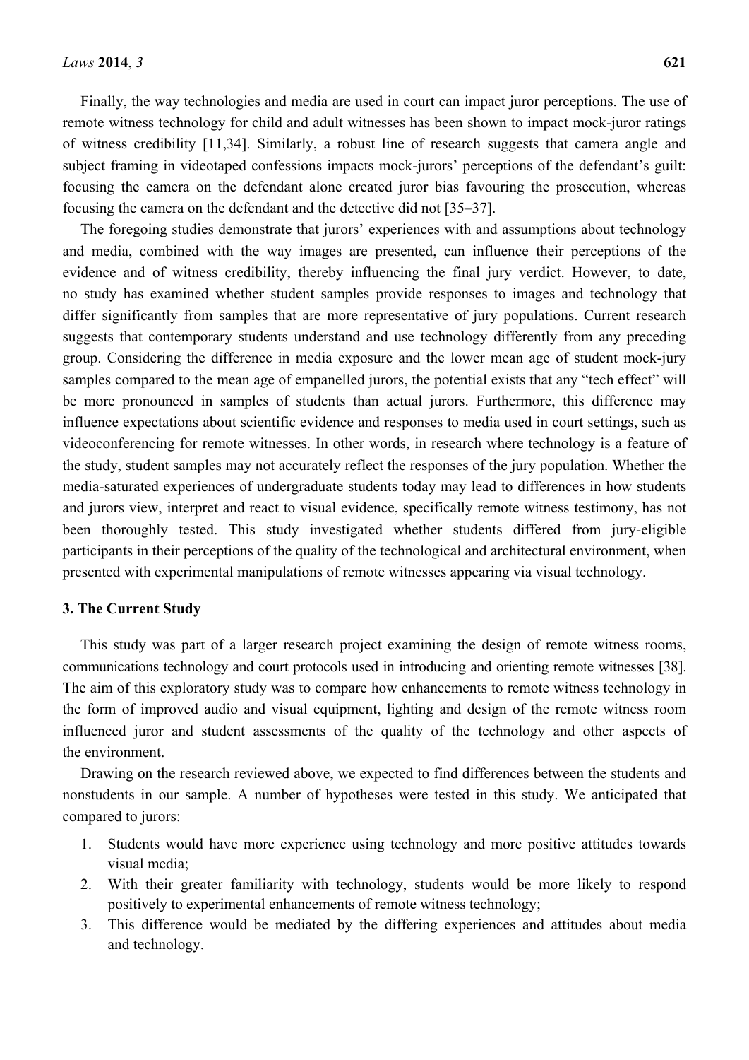Finally, the way technologies and media are used in court can impact juror perceptions. The use of remote witness technology for child and adult witnesses has been shown to impact mock-juror ratings of witness credibility [11,34]. Similarly, a robust line of research suggests that camera angle and subject framing in videotaped confessions impacts mock-jurors' perceptions of the defendant's guilt: focusing the camera on the defendant alone created juror bias favouring the prosecution, whereas focusing the camera on the defendant and the detective did not [35–37].

The foregoing studies demonstrate that jurors' experiences with and assumptions about technology and media, combined with the way images are presented, can influence their perceptions of the evidence and of witness credibility, thereby influencing the final jury verdict. However, to date, no study has examined whether student samples provide responses to images and technology that differ significantly from samples that are more representative of jury populations. Current research suggests that contemporary students understand and use technology differently from any preceding group. Considering the difference in media exposure and the lower mean age of student mock-jury samples compared to the mean age of empanelled jurors, the potential exists that any "tech effect" will be more pronounced in samples of students than actual jurors. Furthermore, this difference may influence expectations about scientific evidence and responses to media used in court settings, such as videoconferencing for remote witnesses. In other words, in research where technology is a feature of the study, student samples may not accurately reflect the responses of the jury population. Whether the media-saturated experiences of undergraduate students today may lead to differences in how students and jurors view, interpret and react to visual evidence, specifically remote witness testimony, has not been thoroughly tested. This study investigated whether students differed from jury-eligible participants in their perceptions of the quality of the technological and architectural environment, when presented with experimental manipulations of remote witnesses appearing via visual technology.

## 3. The Current Study

This study was part of a larger research project examining the design of remote witness rooms, communications technology and court protocols used in introducing and orienting remote witnesses [38]. The aim of this exploratory study was to compare how enhancements to remote witness technology in the form of improved audio and visual equipment, lighting and design of the remote witness room influenced juror and student assessments of the quality of the technology and other aspects of the environment.

Drawing on the research reviewed above, we expected to find differences between the students and nonstudents in our sample. A number of hypotheses were tested in this study. We anticipated that compared to jurors:

1. Students would have more experience using technology and more positive attitudes towards visual media;
2. With their greater familiarity with technology, students would be more likely to respond positively to experimental enhancements of remote witness technology;
3. This difference would be mediated by the differing experiences and attitudes about media and technology.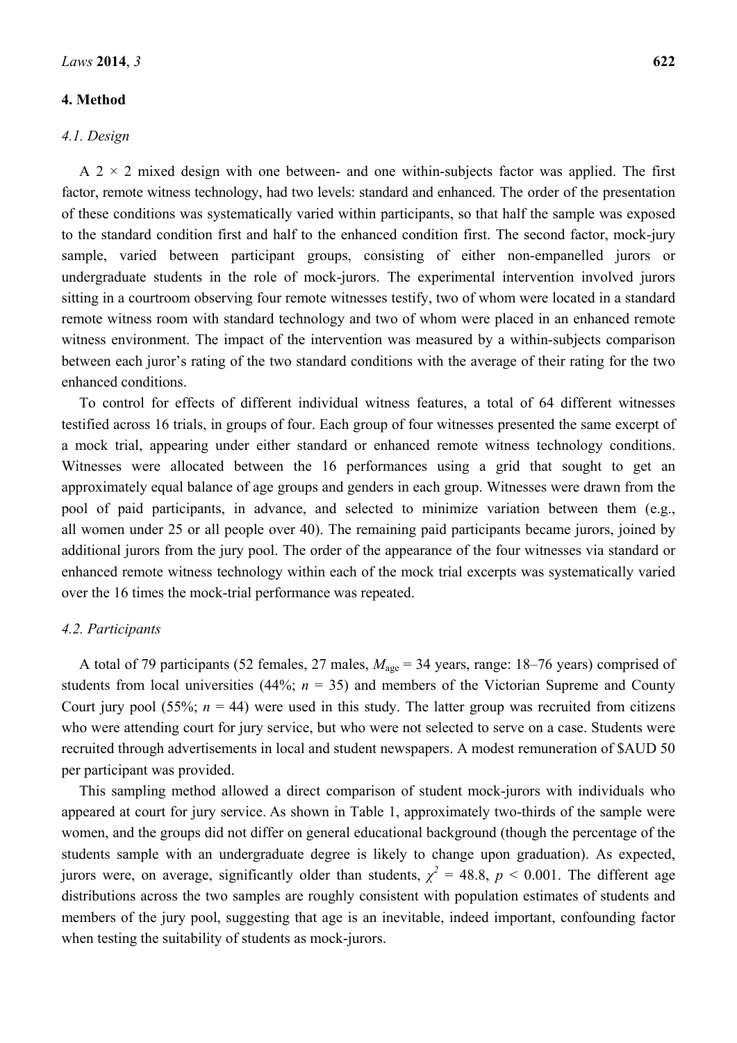## 4. Method

### 4.1. Design

A 2 × 2 mixed design with one between- and one within-subjects factor was applied. The first factor, remote witness technology, had two levels: standard and enhanced. The order of the presentation of these conditions was systematically varied within participants, so that half the sample was exposed to the standard condition first and half to the enhanced condition first. The second factor, mock-jury sample, varied between participant groups, consisting of either non-empanelled jurors or undergraduate students in the role of mock-jurors. The experimental intervention involved jurors sitting in a courtroom observing four remote witnesses testify, two of whom were located in a standard remote witness room with standard technology and two of whom were placed in an enhanced remote witness environment. The impact of the intervention was measured by a within-subjects comparison between each juror's rating of the two standard conditions with the average of their rating for the two enhanced conditions.

To control for effects of different individual witness features, a total of 64 different witnesses testified across 16 trials, in groups of four. Each group of four witnesses presented the same excerpt of a mock trial, appearing under either standard or enhanced remote witness technology conditions. Witnesses were allocated between the 16 performances using a grid that sought to get an approximately equal balance of age groups and genders in each group. Witnesses were drawn from the pool of paid participants, in advance, and selected to minimize variation between them (e.g., all women under 25 or all people over 40). The remaining paid participants became jurors, joined by additional jurors from the jury pool. The order of the appearance of the four witnesses via standard or enhanced remote witness technology within each of the mock trial excerpts was systematically varied over the 16 times the mock-trial performance was repeated.

### 4.2. Participants

A total of 79 participants (52 females, 27 males, $M_{age}$ = 34 years, range: 18–76 years) comprised of students from local universities (44%; $n$ = 35) and members of the Victorian Supreme and County Court jury pool (55%; $n$ = 44) were used in this study. The latter group was recruited from citizens who were attending court for jury service, but who were not selected to serve on a case. Students were recruited through advertisements in local and student newspapers. A modest remuneration of $AUD 50 per participant was provided.

This sampling method allowed a direct comparison of student mock-jurors with individuals who appeared at court for jury service. As shown in Table 1, approximately two-thirds of the sample were women, and the groups did not differ on general educational background (though the percentage of the students sample with an undergraduate degree is likely to change upon graduation). As expected, jurors were, on average, significantly older than students, $\chi^2$ = 48.8, $p$ < 0.001. The different age distributions across the two samples are roughly consistent with population estimates of students and members of the jury pool, suggesting that age is an inevitable, indeed important, confounding factor when testing the suitability of students as mock-jurors.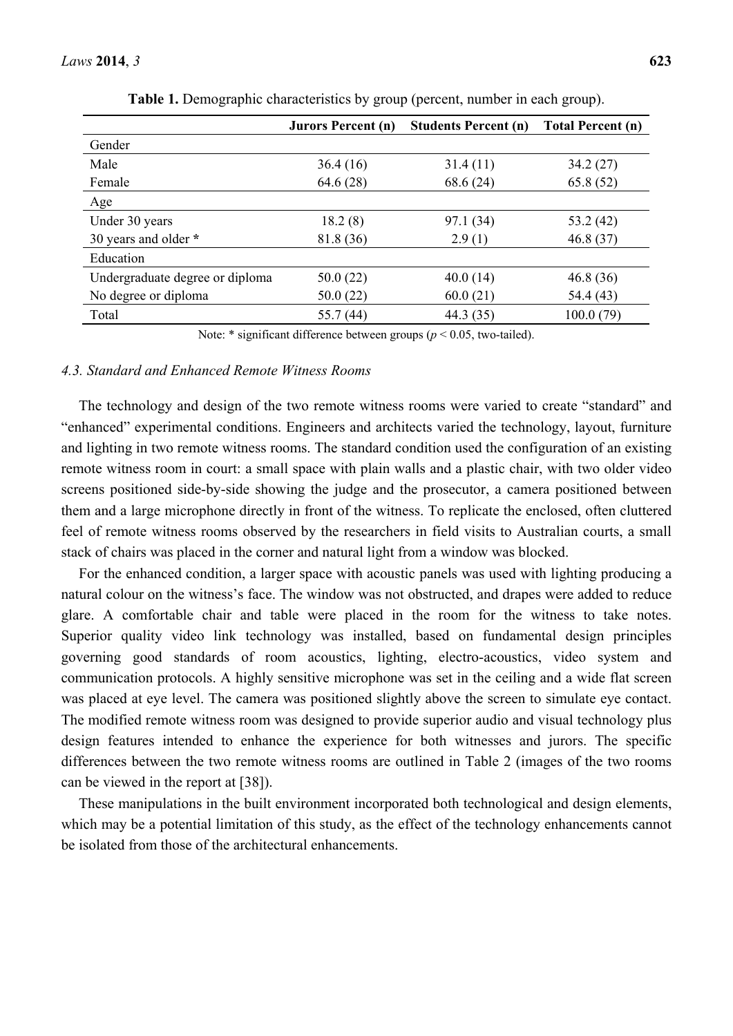**Table 1.** Demographic characteristics by group (percent, number in each group).

| | Jurors Percent (n) | Students Percent (n) | Total Percent (n) |
|---|---|---|---|
| Gender | | | |
| Male | 36.4 (16) | 31.4 (11) | 34.2 (27) |
| Female | 64.6 (28) | 68.6 (24) | 65.8 (52) |
| Age | | | |
| Under 30 years | 18.2 (8) | 97.1 (34) | 53.2 (42) |
| 30 years and older * | 81.8 (36) | 2.9 (1) | 46.8 (37) |
| Education | | | |
| Undergraduate degree or diploma | 50.0 (22) | 40.0 (14) | 46.8 (36) |
| No degree or diploma | 50.0 (22) | 60.0 (21) | 54.4 (43) |
| Total | 55.7 (44) | 44.3 (35) | 100.0 (79) |

Note: * significant difference between groups ($p < 0.05$, two-tailed).

### *4.3. Standard and Enhanced Remote Witness Rooms*

The technology and design of the two remote witness rooms were varied to create "standard" and "enhanced" experimental conditions. Engineers and architects varied the technology, layout, furniture and lighting in two remote witness rooms. The standard condition used the configuration of an existing remote witness room in court: a small space with plain walls and a plastic chair, with two older video screens positioned side-by-side showing the judge and the prosecutor, a camera positioned between them and a large microphone directly in front of the witness. To replicate the enclosed, often cluttered feel of remote witness rooms observed by the researchers in field visits to Australian courts, a small stack of chairs was placed in the corner and natural light from a window was blocked.

For the enhanced condition, a larger space with acoustic panels was used with lighting producing a natural colour on the witness's face. The window was not obstructed, and drapes were added to reduce glare. A comfortable chair and table were placed in the room for the witness to take notes. Superior quality video link technology was installed, based on fundamental design principles governing good standards of room acoustics, lighting, electro-acoustics, video system and communication protocols. A highly sensitive microphone was set in the ceiling and a wide flat screen was placed at eye level. The camera was positioned slightly above the screen to simulate eye contact. The modified remote witness room was designed to provide superior audio and visual technology plus design features intended to enhance the experience for both witnesses and jurors. The specific differences between the two remote witness rooms are outlined in Table 2 (images of the two rooms can be viewed in the report at [38]).

These manipulations in the built environment incorporated both technological and design elements, which may be a potential limitation of this study, as the effect of the technology enhancements cannot be isolated from those of the architectural enhancements.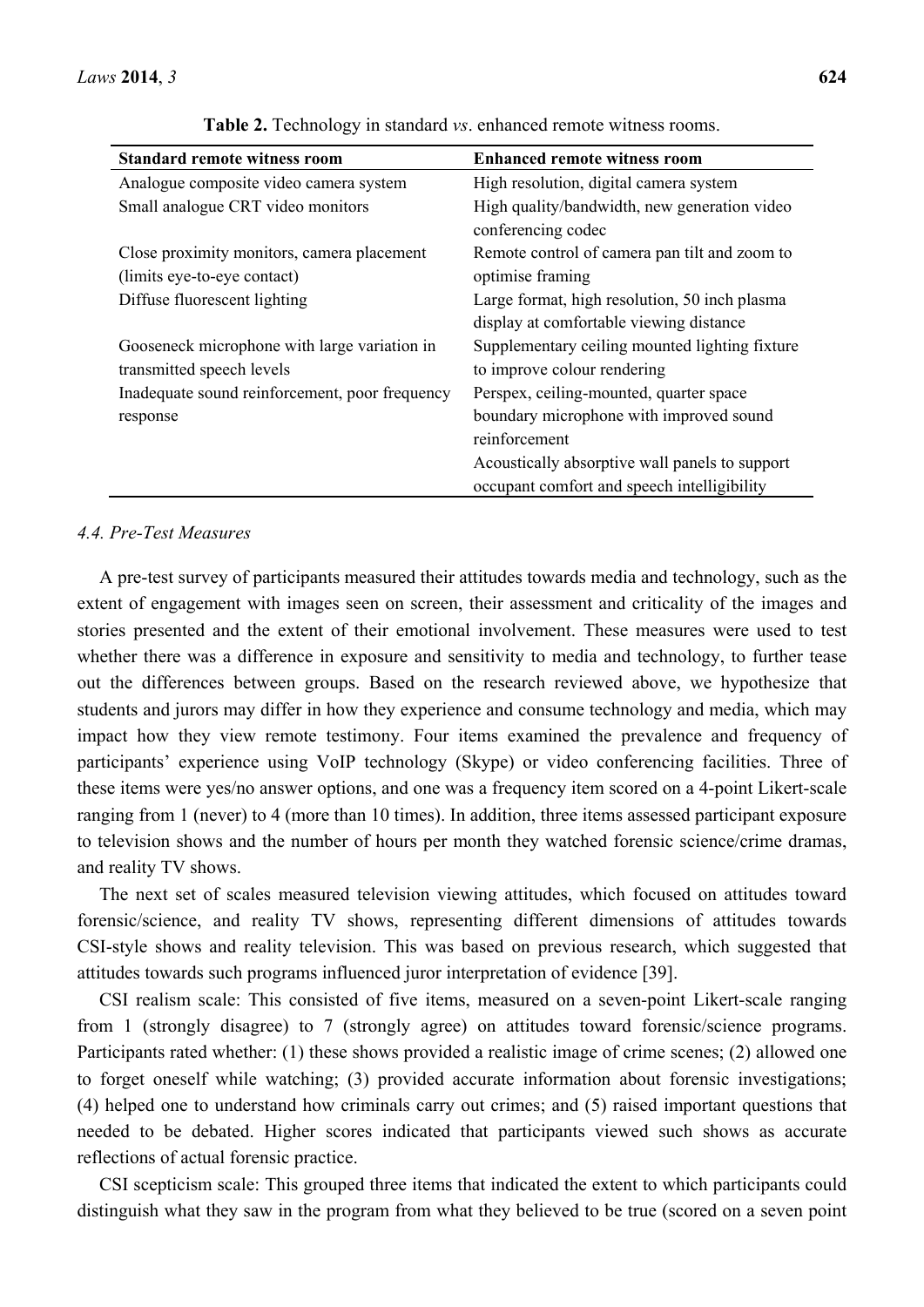**Table 2.** Technology in standard *vs*. enhanced remote witness rooms.

| Standard remote witness room | Enhanced remote witness room |
|---|---|
| Analogue composite video camera system | High resolution, digital camera system |
| Small analogue CRT video monitors | High quality/bandwidth, new generation video conferencing codec |
| Close proximity monitors, camera placement (limits eye-to-eye contact) | Remote control of camera pan tilt and zoom to optimise framing |
| Diffuse fluorescent lighting | Large format, high resolution, 50 inch plasma display at comfortable viewing distance |
| Gooseneck microphone with large variation in transmitted speech levels | Supplementary ceiling mounted lighting fixture to improve colour rendering |
| Inadequate sound reinforcement, poor frequency response | Perspex, ceiling-mounted, quarter space boundary microphone with improved sound reinforcement |
| | Acoustically absorptive wall panels to support occupant comfort and speech intelligibility |

### *4.4. Pre-Test Measures*

A pre-test survey of participants measured their attitudes towards media and technology, such as the extent of engagement with images seen on screen, their assessment and criticality of the images and stories presented and the extent of their emotional involvement. These measures were used to test whether there was a difference in exposure and sensitivity to media and technology, to further tease out the differences between groups. Based on the research reviewed above, we hypothesize that students and jurors may differ in how they experience and consume technology and media, which may impact how they view remote testimony. Four items examined the prevalence and frequency of participants' experience using VoIP technology (Skype) or video conferencing facilities. Three of these items were yes/no answer options, and one was a frequency item scored on a 4-point Likert-scale ranging from 1 (never) to 4 (more than 10 times). In addition, three items assessed participant exposure to television shows and the number of hours per month they watched forensic science/crime dramas, and reality TV shows.

The next set of scales measured television viewing attitudes, which focused on attitudes toward forensic/science, and reality TV shows, representing different dimensions of attitudes towards CSI-style shows and reality television. This was based on previous research, which suggested that attitudes towards such programs influenced juror interpretation of evidence [39].

CSI realism scale: This consisted of five items, measured on a seven-point Likert-scale ranging from 1 (strongly disagree) to 7 (strongly agree) on attitudes toward forensic/science programs. Participants rated whether: (1) these shows provided a realistic image of crime scenes; (2) allowed one to forget oneself while watching; (3) provided accurate information about forensic investigations; (4) helped one to understand how criminals carry out crimes; and (5) raised important questions that needed to be debated. Higher scores indicated that participants viewed such shows as accurate reflections of actual forensic practice.

CSI scepticism scale: This grouped three items that indicated the extent to which participants could distinguish what they saw in the program from what they believed to be true (scored on a seven point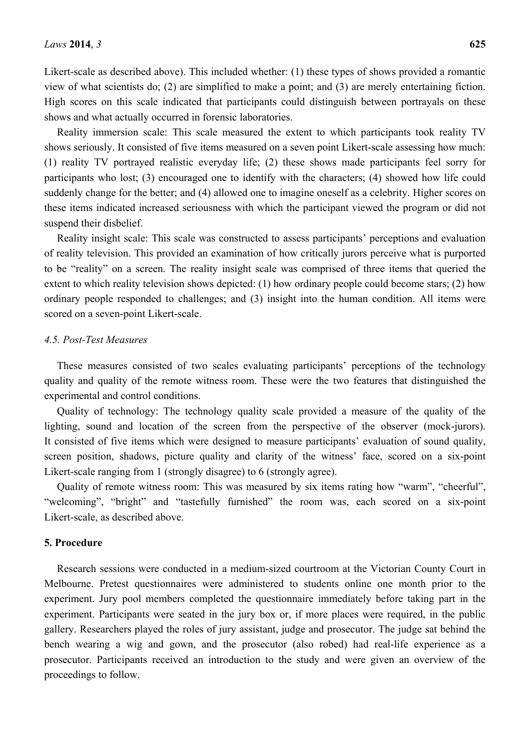Likert-scale as described above). This included whether: (1) these types of shows provided a romantic view of what scientists do; (2) are simplified to make a point; and (3) are merely entertaining fiction. High scores on this scale indicated that participants could distinguish between portrayals on these shows and what actually occurred in forensic laboratories.

Reality immersion scale: This scale measured the extent to which participants took reality TV shows seriously. It consisted of five items measured on a seven point Likert-scale assessing how much: (1) reality TV portrayed realistic everyday life; (2) these shows made participants feel sorry for participants who lost; (3) encouraged one to identify with the characters; (4) showed how life could suddenly change for the better; and (4) allowed one to imagine oneself as a celebrity. Higher scores on these items indicated increased seriousness with which the participant viewed the program or did not suspend their disbelief.

Reality insight scale: This scale was constructed to assess participants' perceptions and evaluation of reality television. This provided an examination of how critically jurors perceive what is purported to be "reality" on a screen. The reality insight scale was comprised of three items that queried the extent to which reality television shows depicted: (1) how ordinary people could become stars; (2) how ordinary people responded to challenges; and (3) insight into the human condition. All items were scored on a seven-point Likert-scale.

### *4.5. Post-Test Measures*

These measures consisted of two scales evaluating participants' perceptions of the technology quality and quality of the remote witness room. These were the two features that distinguished the experimental and control conditions.

Quality of technology: The technology quality scale provided a measure of the quality of the lighting, sound and location of the screen from the perspective of the observer (mock-jurors). It consisted of five items which were designed to measure participants' evaluation of sound quality, screen position, shadows, picture quality and clarity of the witness' face, scored on a six-point Likert-scale ranging from 1 (strongly disagree) to 6 (strongly agree).

Quality of remote witness room: This was measured by six items rating how "warm", "cheerful", "welcoming", "bright" and "tastefully furnished" the room was, each scored on a six-point Likert-scale, as described above.

## **5. Procedure**

Research sessions were conducted in a medium-sized courtroom at the Victorian County Court in Melbourne. Pretest questionnaires were administered to students online one month prior to the experiment. Jury pool members completed the questionnaire immediately before taking part in the experiment. Participants were seated in the jury box or, if more places were required, in the public gallery. Researchers played the roles of jury assistant, judge and prosecutor. The judge sat behind the bench wearing a wig and gown, and the prosecutor (also robed) had real-life experience as a prosecutor. Participants received an introduction to the study and were given an overview of the proceedings to follow.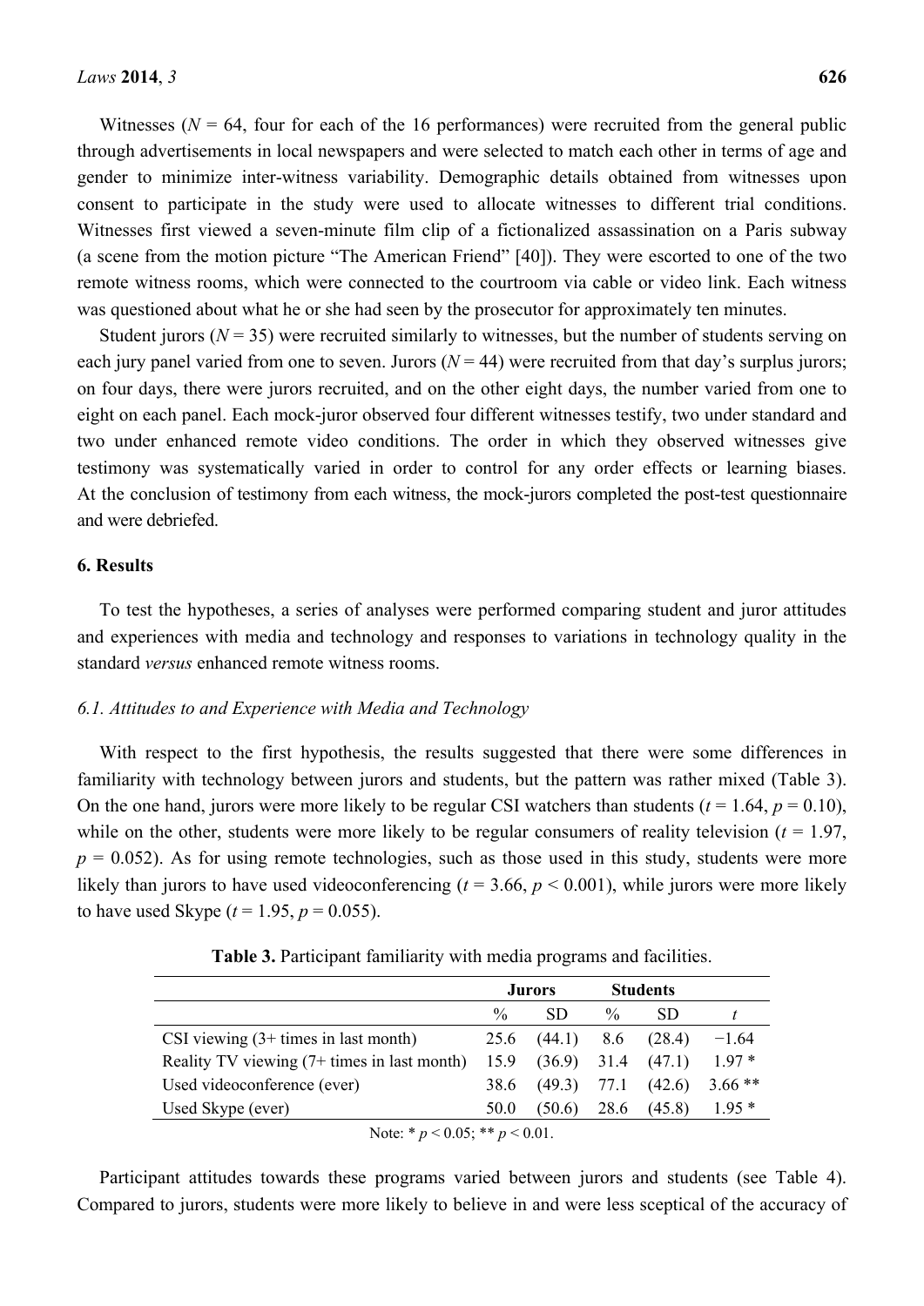Witnesses ($N$ = 64, four for each of the 16 performances) were recruited from the general public through advertisements in local newspapers and were selected to match each other in terms of age and gender to minimize inter-witness variability. Demographic details obtained from witnesses upon consent to participate in the study were used to allocate witnesses to different trial conditions. Witnesses first viewed a seven-minute film clip of a fictionalized assassination on a Paris subway (a scene from the motion picture "The American Friend" [40]). They were escorted to one of the two remote witness rooms, which were connected to the courtroom via cable or video link. Each witness was questioned about what he or she had seen by the prosecutor for approximately ten minutes.

Student jurors ($N$ = 35) were recruited similarly to witnesses, but the number of students serving on each jury panel varied from one to seven. Jurors ($N$ = 44) were recruited from that day's surplus jurors; on four days, there were jurors recruited, and on the other eight days, the number varied from one to eight on each panel. Each mock-juror observed four different witnesses testify, two under standard and two under enhanced remote video conditions. The order in which they observed witnesses give testimony was systematically varied in order to control for any order effects or learning biases. At the conclusion of testimony from each witness, the mock-jurors completed the post-test questionnaire and were debriefed.

## 6. Results

To test the hypotheses, a series of analyses were performed comparing student and juror attitudes and experiences with media and technology and responses to variations in technology quality in the standard *versus* enhanced remote witness rooms.

### 6.1. Attitudes to and Experience with Media and Technology

With respect to the first hypothesis, the results suggested that there were some differences in familiarity with technology between jurors and students, but the pattern was rather mixed (Table 3). On the one hand, jurors were more likely to be regular CSI watchers than students ($t$ = 1.64, $p$ = 0.10), while on the other, students were more likely to be regular consumers of reality television ($t$ = 1.97, $p$ = 0.052). As for using remote technologies, such as those used in this study, students were more likely than jurors to have used videoconferencing ($t$ = 3.66, $p$ < 0.001), while jurors were more likely to have used Skype ($t$ = 1.95, $p$ = 0.055).

**Table 3.** Participant familiarity with media programs and facilities.

| | Jurors | | Students | | |
|---|---|---|---|---|---|
| | % | SD | % | SD | $t$ |
| CSI viewing (3+ times in last month) | 25.6 | (44.1) | 8.6 | (28.4) | −1.64 |
| Reality TV viewing (7+ times in last month) | 15.9 | (36.9) | 31.4 | (47.1) | 1.97 * |
| Used videoconference (ever) | 38.6 | (49.3) | 77.1 | (42.6) | 3.66 ** |
| Used Skype (ever) | 50.0 | (50.6) | 28.6 | (45.8) | 1.95 * |

Note: * $p$ < 0.05; ** $p$ < 0.01.

Participant attitudes towards these programs varied between jurors and students (see Table 4). Compared to jurors, students were more likely to believe in and were less sceptical of the accuracy of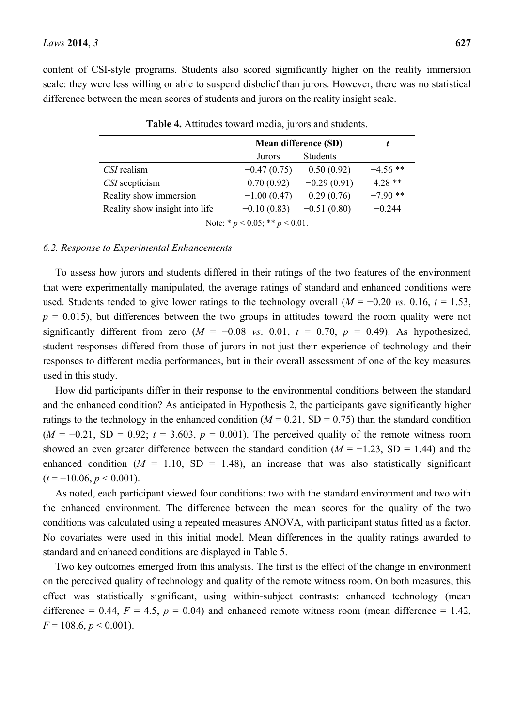content of CSI-style programs. Students also scored significantly higher on the reality immersion scale: they were less willing or able to suspend disbelief than jurors. However, there was no statistical difference between the mean scores of students and jurors on the reality insight scale.

**Table 4.** Attitudes toward media, jurors and students.

| | Mean difference (SD) | | $t$ |
|---|---|---|---|
| | Jurors | Students | |
| *CSI* realism | −0.47 (0.75) | 0.50 (0.92) | −4.56 ** |
| *CSI* scepticism | 0.70 (0.92) | −0.29 (0.91) | 4.28 ** |
| Reality show immersion | −1.00 (0.47) | 0.29 (0.76) | −7.90 ** |
| Reality show insight into life | −0.10 (0.83) | −0.51 (0.80) | −0.244 |

Note: * $p < 0.05$; ** $p < 0.01$.

### 6.2. Response to Experimental Enhancements

To assess how jurors and students differed in their ratings of the two features of the environment that were experimentally manipulated, the average ratings of standard and enhanced conditions were used. Students tended to give lower ratings to the technology overall ($M = -0.20$ *vs*. 0.16, $t = 1.53$, $p = 0.015$), but differences between the two groups in attitudes toward the room quality were not significantly different from zero ($M = -0.08$ *vs*. 0.01, $t = 0.70$, $p = 0.49$). As hypothesized, student responses differed from those of jurors in not just their experience of technology and their responses to different media performances, but in their overall assessment of one of the key measures used in this study.

How did participants differ in their response to the environmental conditions between the standard and the enhanced condition? As anticipated in Hypothesis 2, the participants gave significantly higher ratings to the technology in the enhanced condition ($M = 0.21$, SD = 0.75) than the standard condition ($M = -0.21$, SD = 0.92; $t = 3.603$, $p = 0.001$). The perceived quality of the remote witness room showed an even greater difference between the standard condition ($M = -1.23$, SD = 1.44) and the enhanced condition ($M = 1.10$, SD = 1.48), an increase that was also statistically significant ($t = -10.06$, $p < 0.001$).

As noted, each participant viewed four conditions: two with the standard environment and two with the enhanced environment. The difference between the mean scores for the quality of the two conditions was calculated using a repeated measures ANOVA, with participant status fitted as a factor. No covariates were used in this initial model. Mean differences in the quality ratings awarded to standard and enhanced conditions are displayed in Table 5.

Two key outcomes emerged from this analysis. The first is the effect of the change in environment on the perceived quality of technology and quality of the remote witness room. On both measures, this effect was statistically significant, using within-subject contrasts: enhanced technology (mean difference = 0.44, $F = 4.5$, $p = 0.04$) and enhanced remote witness room (mean difference = 1.42, $F = 108.6$, $p < 0.001$).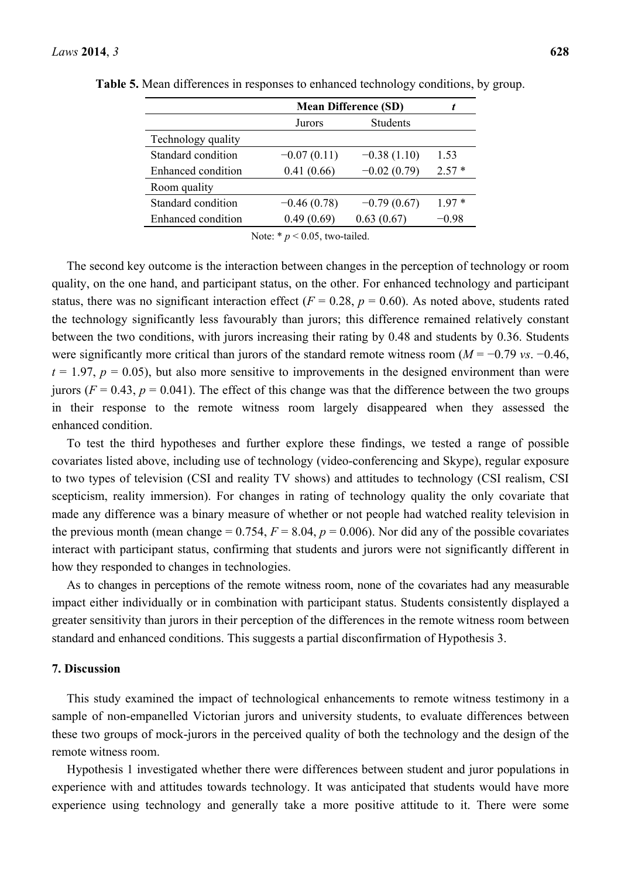**Table 5.** Mean differences in responses to enhanced technology conditions, by group.

| | Mean Difference (SD) | | $t$ |
|---|---|---|---|
| | Jurors | Students | |
| Technology quality | | | |
| Standard condition | −0.07 (0.11) | −0.38 (1.10) | 1.53 |
| Enhanced condition | 0.41 (0.66) | −0.02 (0.79) | 2.57 * |
| Room quality | | | |
| Standard condition | −0.46 (0.78) | −0.79 (0.67) | 1.97 * |
| Enhanced condition | 0.49 (0.69) | 0.63 (0.67) | −0.98 |

Note: * $p < 0.05$, two-tailed.

The second key outcome is the interaction between changes in the perception of technology or room quality, on the one hand, and participant status, on the other. For enhanced technology and participant status, there was no significant interaction effect ($F = 0.28$, $p = 0.60$). As noted above, students rated the technology significantly less favourably than jurors; this difference remained relatively constant between the two conditions, with jurors increasing their rating by 0.48 and students by 0.36. Students were significantly more critical than jurors of the standard remote witness room ($M = −0.79$ *vs*. $−0.46$, $t = 1.97$, $p = 0.05$), but also more sensitive to improvements in the designed environment than were jurors ($F = 0.43$, $p = 0.041$). The effect of this change was that the difference between the two groups in their response to the remote witness room largely disappeared when they assessed the enhanced condition.

To test the third hypotheses and further explore these findings, we tested a range of possible covariates listed above, including use of technology (video-conferencing and Skype), regular exposure to two types of television (CSI and reality TV shows) and attitudes to technology (CSI realism, CSI scepticism, reality immersion). For changes in rating of technology quality the only covariate that made any difference was a binary measure of whether or not people had watched reality television in the previous month (mean change = 0.754, $F = 8.04$, $p = 0.006$). Nor did any of the possible covariates interact with participant status, confirming that students and jurors were not significantly different in how they responded to changes in technologies.

As to changes in perceptions of the remote witness room, none of the covariates had any measurable impact either individually or in combination with participant status. Students consistently displayed a greater sensitivity than jurors in their perception of the differences in the remote witness room between standard and enhanced conditions. This suggests a partial disconfirmation of Hypothesis 3.

## 7. Discussion

This study examined the impact of technological enhancements to remote witness testimony in a sample of non-empanelled Victorian jurors and university students, to evaluate differences between these two groups of mock-jurors in the perceived quality of both the technology and the design of the remote witness room.

Hypothesis 1 investigated whether there were differences between student and juror populations in experience with and attitudes towards technology. It was anticipated that students would have more experience using technology and generally take a more positive attitude to it. There were some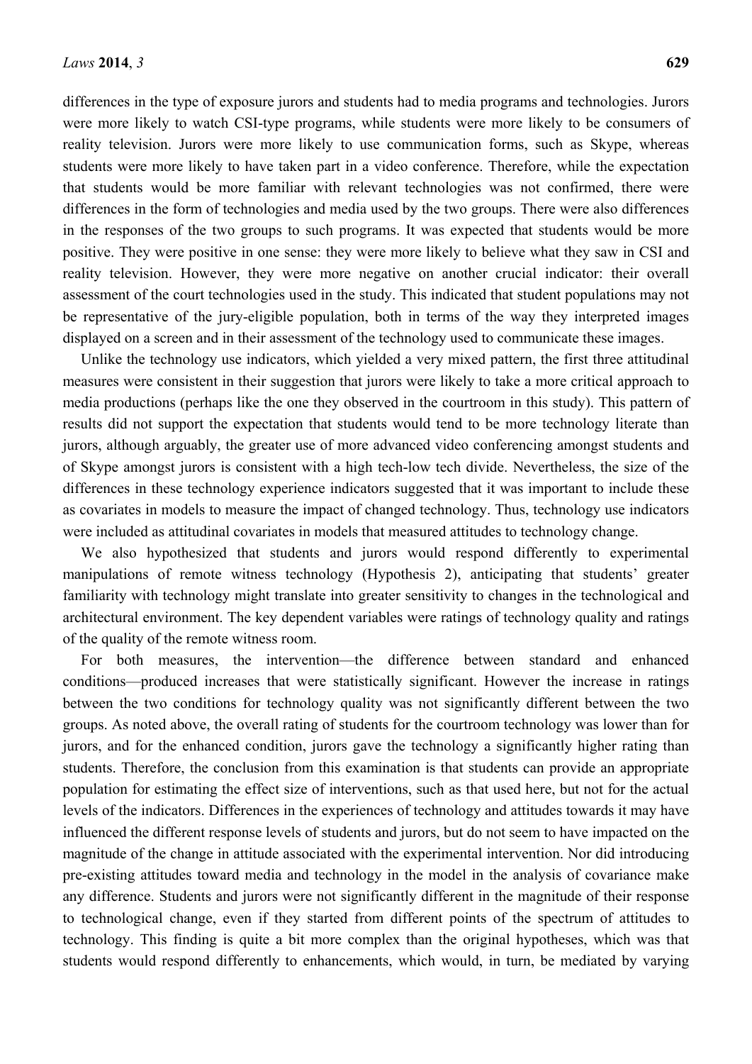differences in the type of exposure jurors and students had to media programs and technologies. Jurors were more likely to watch CSI-type programs, while students were more likely to be consumers of reality television. Jurors were more likely to use communication forms, such as Skype, whereas students were more likely to have taken part in a video conference. Therefore, while the expectation that students would be more familiar with relevant technologies was not confirmed, there were differences in the form of technologies and media used by the two groups. There were also differences in the responses of the two groups to such programs. It was expected that students would be more positive. They were positive in one sense: they were more likely to believe what they saw in CSI and reality television. However, they were more negative on another crucial indicator: their overall assessment of the court technologies used in the study. This indicated that student populations may not be representative of the jury-eligible population, both in terms of the way they interpreted images displayed on a screen and in their assessment of the technology used to communicate these images.

Unlike the technology use indicators, which yielded a very mixed pattern, the first three attitudinal measures were consistent in their suggestion that jurors were likely to take a more critical approach to media productions (perhaps like the one they observed in the courtroom in this study). This pattern of results did not support the expectation that students would tend to be more technology literate than jurors, although arguably, the greater use of more advanced video conferencing amongst students and of Skype amongst jurors is consistent with a high tech-low tech divide. Nevertheless, the size of the differences in these technology experience indicators suggested that it was important to include these as covariates in models to measure the impact of changed technology. Thus, technology use indicators were included as attitudinal covariates in models that measured attitudes to technology change.

We also hypothesized that students and jurors would respond differently to experimental manipulations of remote witness technology (Hypothesis 2), anticipating that students' greater familiarity with technology might translate into greater sensitivity to changes in the technological and architectural environment. The key dependent variables were ratings of technology quality and ratings of the quality of the remote witness room.

For both measures, the intervention—the difference between standard and enhanced conditions—produced increases that were statistically significant. However the increase in ratings between the two conditions for technology quality was not significantly different between the two groups. As noted above, the overall rating of students for the courtroom technology was lower than for jurors, and for the enhanced condition, jurors gave the technology a significantly higher rating than students. Therefore, the conclusion from this examination is that students can provide an appropriate population for estimating the effect size of interventions, such as that used here, but not for the actual levels of the indicators. Differences in the experiences of technology and attitudes towards it may have influenced the different response levels of students and jurors, but do not seem to have impacted on the magnitude of the change in attitude associated with the experimental intervention. Nor did introducing pre-existing attitudes toward media and technology in the model in the analysis of covariance make any difference. Students and jurors were not significantly different in the magnitude of their response to technological change, even if they started from different points of the spectrum of attitudes to technology. This finding is quite a bit more complex than the original hypotheses, which was that students would respond differently to enhancements, which would, in turn, be mediated by varying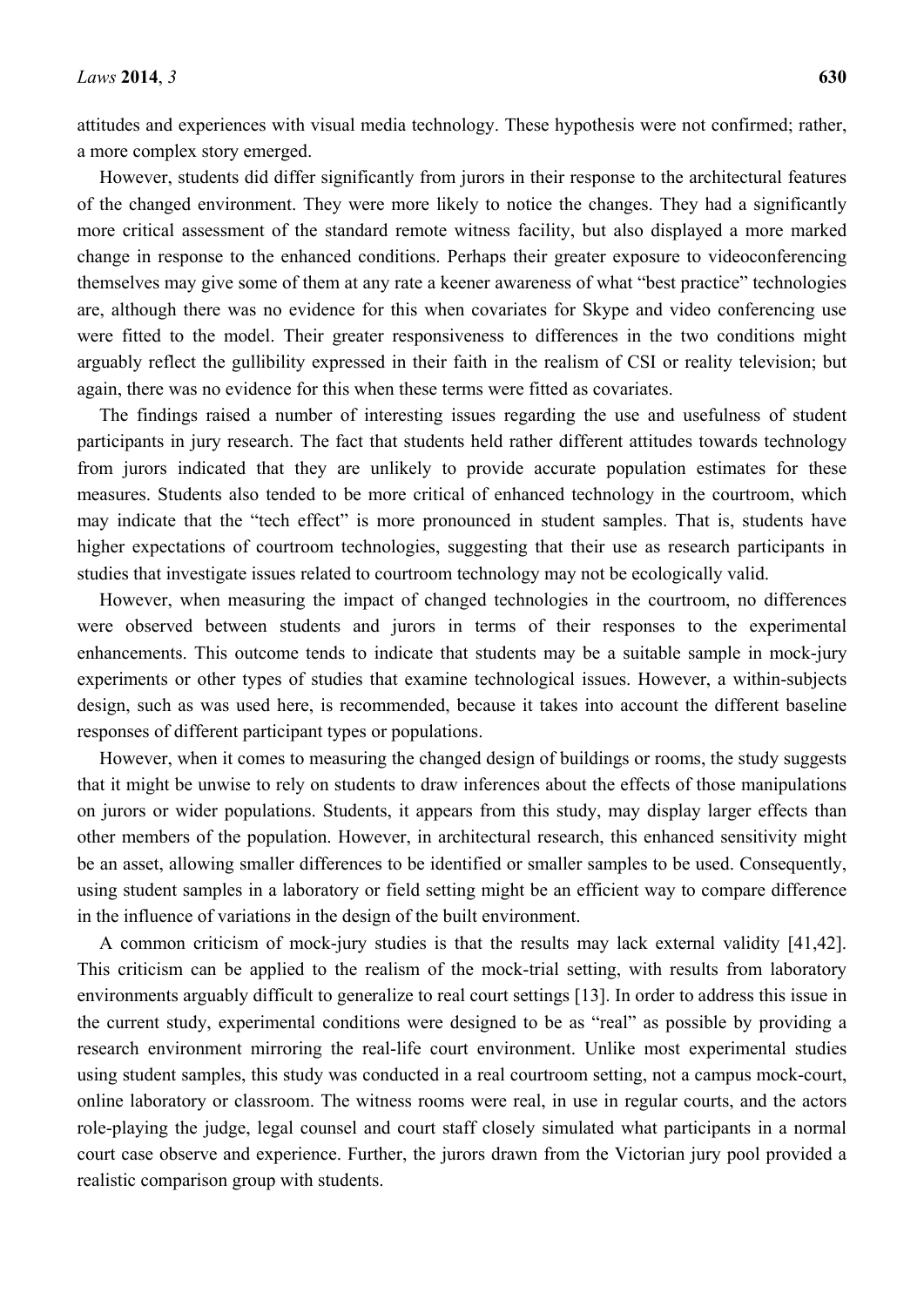attitudes and experiences with visual media technology. These hypothesis were not confirmed; rather, a more complex story emerged.

However, students did differ significantly from jurors in their response to the architectural features of the changed environment. They were more likely to notice the changes. They had a significantly more critical assessment of the standard remote witness facility, but also displayed a more marked change in response to the enhanced conditions. Perhaps their greater exposure to videoconferencing themselves may give some of them at any rate a keener awareness of what "best practice" technologies are, although there was no evidence for this when covariates for Skype and video conferencing use were fitted to the model. Their greater responsiveness to differences in the two conditions might arguably reflect the gullibility expressed in their faith in the realism of CSI or reality television; but again, there was no evidence for this when these terms were fitted as covariates.

The findings raised a number of interesting issues regarding the use and usefulness of student participants in jury research. The fact that students held rather different attitudes towards technology from jurors indicated that they are unlikely to provide accurate population estimates for these measures. Students also tended to be more critical of enhanced technology in the courtroom, which may indicate that the "tech effect" is more pronounced in student samples. That is, students have higher expectations of courtroom technologies, suggesting that their use as research participants in studies that investigate issues related to courtroom technology may not be ecologically valid.

However, when measuring the impact of changed technologies in the courtroom, no differences were observed between students and jurors in terms of their responses to the experimental enhancements. This outcome tends to indicate that students may be a suitable sample in mock-jury experiments or other types of studies that examine technological issues. However, a within-subjects design, such as was used here, is recommended, because it takes into account the different baseline responses of different participant types or populations.

However, when it comes to measuring the changed design of buildings or rooms, the study suggests that it might be unwise to rely on students to draw inferences about the effects of those manipulations on jurors or wider populations. Students, it appears from this study, may display larger effects than other members of the population. However, in architectural research, this enhanced sensitivity might be an asset, allowing smaller differences to be identified or smaller samples to be used. Consequently, using student samples in a laboratory or field setting might be an efficient way to compare difference in the influence of variations in the design of the built environment.

A common criticism of mock-jury studies is that the results may lack external validity [41,42]. This criticism can be applied to the realism of the mock-trial setting, with results from laboratory environments arguably difficult to generalize to real court settings [13]. In order to address this issue in the current study, experimental conditions were designed to be as "real" as possible by providing a research environment mirroring the real-life court environment. Unlike most experimental studies using student samples, this study was conducted in a real courtroom setting, not a campus mock-court, online laboratory or classroom. The witness rooms were real, in use in regular courts, and the actors role-playing the judge, legal counsel and court staff closely simulated what participants in a normal court case observe and experience. Further, the jurors drawn from the Victorian jury pool provided a realistic comparison group with students.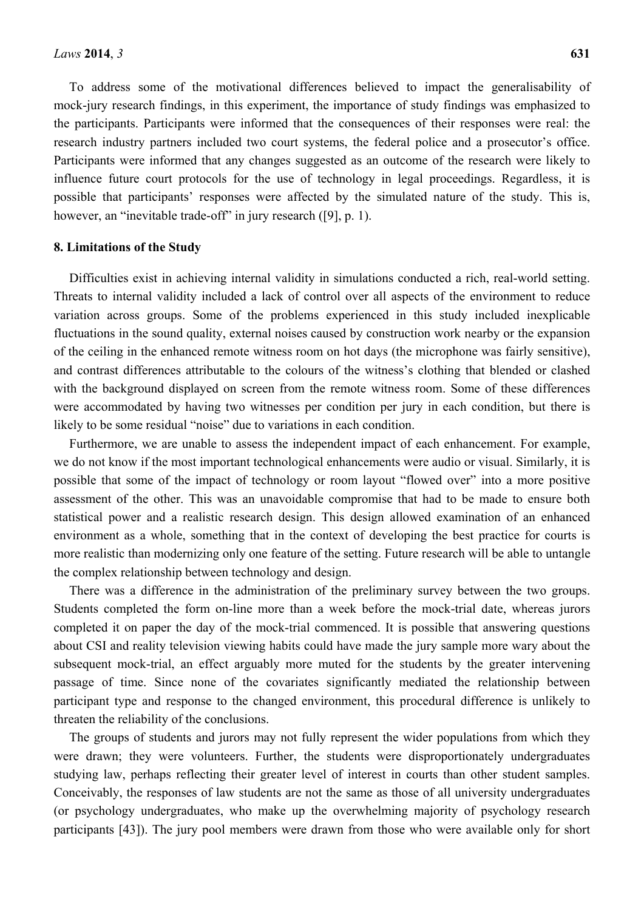To address some of the motivational differences believed to impact the generalisability of mock-jury research findings, in this experiment, the importance of study findings was emphasized to the participants. Participants were informed that the consequences of their responses were real: the research industry partners included two court systems, the federal police and a prosecutor's office. Participants were informed that any changes suggested as an outcome of the research were likely to influence future court protocols for the use of technology in legal proceedings. Regardless, it is possible that participants' responses were affected by the simulated nature of the study. This is, however, an "inevitable trade-off" in jury research ([9], p. 1).

## 8. Limitations of the Study

Difficulties exist in achieving internal validity in simulations conducted a rich, real-world setting. Threats to internal validity included a lack of control over all aspects of the environment to reduce variation across groups. Some of the problems experienced in this study included inexplicable fluctuations in the sound quality, external noises caused by construction work nearby or the expansion of the ceiling in the enhanced remote witness room on hot days (the microphone was fairly sensitive), and contrast differences attributable to the colours of the witness's clothing that blended or clashed with the background displayed on screen from the remote witness room. Some of these differences were accommodated by having two witnesses per condition per jury in each condition, but there is likely to be some residual "noise" due to variations in each condition.

Furthermore, we are unable to assess the independent impact of each enhancement. For example, we do not know if the most important technological enhancements were audio or visual. Similarly, it is possible that some of the impact of technology or room layout "flowed over" into a more positive assessment of the other. This was an unavoidable compromise that had to be made to ensure both statistical power and a realistic research design. This design allowed examination of an enhanced environment as a whole, something that in the context of developing the best practice for courts is more realistic than modernizing only one feature of the setting. Future research will be able to untangle the complex relationship between technology and design.

There was a difference in the administration of the preliminary survey between the two groups. Students completed the form on-line more than a week before the mock-trial date, whereas jurors completed it on paper the day of the mock-trial commenced. It is possible that answering questions about CSI and reality television viewing habits could have made the jury sample more wary about the subsequent mock-trial, an effect arguably more muted for the students by the greater intervening passage of time. Since none of the covariates significantly mediated the relationship between participant type and response to the changed environment, this procedural difference is unlikely to threaten the reliability of the conclusions.

The groups of students and jurors may not fully represent the wider populations from which they were drawn; they were volunteers. Further, the students were disproportionately undergraduates studying law, perhaps reflecting their greater level of interest in courts than other student samples. Conceivably, the responses of law students are not the same as those of all university undergraduates (or psychology undergraduates, who make up the overwhelming majority of psychology research participants [43]). The jury pool members were drawn from those who were available only for short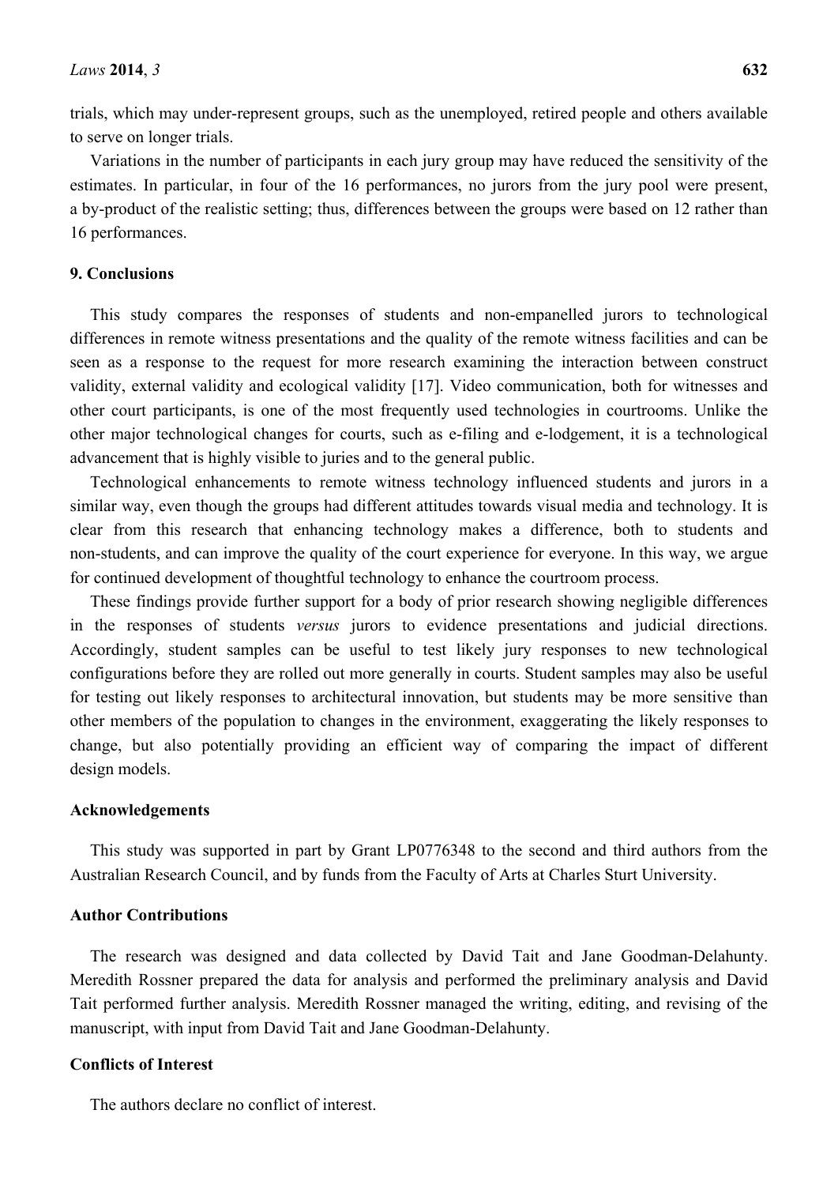trials, which may under-represent groups, such as the unemployed, retired people and others available to serve on longer trials.

Variations in the number of participants in each jury group may have reduced the sensitivity of the estimates. In particular, in four of the 16 performances, no jurors from the jury pool were present, a by-product of the realistic setting; thus, differences between the groups were based on 12 rather than 16 performances.

## 9. Conclusions

This study compares the responses of students and non-empanelled jurors to technological differences in remote witness presentations and the quality of the remote witness facilities and can be seen as a response to the request for more research examining the interaction between construct validity, external validity and ecological validity [17]. Video communication, both for witnesses and other court participants, is one of the most frequently used technologies in courtrooms. Unlike the other major technological changes for courts, such as e-filing and e-lodgement, it is a technological advancement that is highly visible to juries and to the general public.

Technological enhancements to remote witness technology influenced students and jurors in a similar way, even though the groups had different attitudes towards visual media and technology. It is clear from this research that enhancing technology makes a difference, both to students and non-students, and can improve the quality of the court experience for everyone. In this way, we argue for continued development of thoughtful technology to enhance the courtroom process.

These findings provide further support for a body of prior research showing negligible differences in the responses of students *versus* jurors to evidence presentations and judicial directions. Accordingly, student samples can be useful to test likely jury responses to new technological configurations before they are rolled out more generally in courts. Student samples may also be useful for testing out likely responses to architectural innovation, but students may be more sensitive than other members of the population to changes in the environment, exaggerating the likely responses to change, but also potentially providing an efficient way of comparing the impact of different design models.

## Acknowledgements

This study was supported in part by Grant LP0776348 to the second and third authors from the Australian Research Council, and by funds from the Faculty of Arts at Charles Sturt University.

## Author Contributions

The research was designed and data collected by David Tait and Jane Goodman-Delahunty. Meredith Rossner prepared the data for analysis and performed the preliminary analysis and David Tait performed further analysis. Meredith Rossner managed the writing, editing, and revising of the manuscript, with input from David Tait and Jane Goodman-Delahunty.

## Conflicts of Interest

The authors declare no conflict of interest.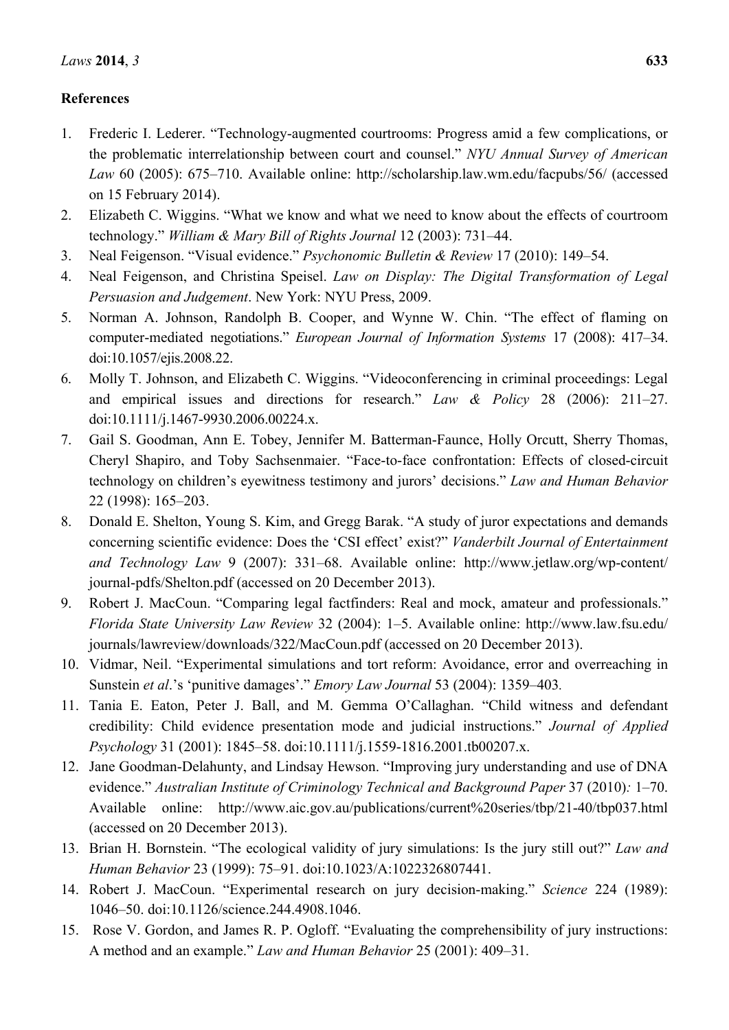## References

1. Frederic I. Lederer. "Technology-augmented courtrooms: Progress amid a few complications, or the problematic interrelationship between court and counsel." *NYU Annual Survey of American Law* 60 (2005): 675–710. Available online: http://scholarship.law.wm.edu/facpubs/56/ (accessed on 15 February 2014).
2. Elizabeth C. Wiggins. "What we know and what we need to know about the effects of courtroom technology." *William & Mary Bill of Rights Journal* 12 (2003): 731–44.
3. Neal Feigenson. "Visual evidence." *Psychonomic Bulletin & Review* 17 (2010): 149–54.
4. Neal Feigenson, and Christina Speisel. *Law on Display: The Digital Transformation of Legal Persuasion and Judgement*. New York: NYU Press, 2009.
5. Norman A. Johnson, Randolph B. Cooper, and Wynne W. Chin. "The effect of flaming on computer-mediated negotiations." *European Journal of Information Systems* 17 (2008): 417–34. doi:10.1057/ejis.2008.22.
6. Molly T. Johnson, and Elizabeth C. Wiggins. "Videoconferencing in criminal proceedings: Legal and empirical issues and directions for research." *Law & Policy* 28 (2006): 211–27. doi:10.1111/j.1467-9930.2006.00224.x.
7. Gail S. Goodman, Ann E. Tobey, Jennifer M. Batterman-Faunce, Holly Orcutt, Sherry Thomas, Cheryl Shapiro, and Toby Sachsenmaier. "Face-to-face confrontation: Effects of closed-circuit technology on children's eyewitness testimony and jurors' decisions." *Law and Human Behavior* 22 (1998): 165–203.
8. Donald E. Shelton, Young S. Kim, and Gregg Barak. "A study of juror expectations and demands concerning scientific evidence: Does the 'CSI effect' exist?" *Vanderbilt Journal of Entertainment and Technology Law* 9 (2007): 331–68. Available online: http://www.jetlaw.org/wp-content/journal-pdfs/Shelton.pdf (accessed on 20 December 2013).
9. Robert J. MacCoun. "Comparing legal factfinders: Real and mock, amateur and professionals." *Florida State University Law Review* 32 (2004): 1–5. Available online: http://www.law.fsu.edu/journals/lawreview/downloads/322/MacCoun.pdf (accessed on 20 December 2013).
10. Vidmar, Neil. "Experimental simulations and tort reform: Avoidance, error and overreaching in Sunstein *et al*.'s 'punitive damages'." *Emory Law Journal* 53 (2004): 1359–403.
11. Tania E. Eaton, Peter J. Ball, and M. Gemma O'Callaghan. "Child witness and defendant credibility: Child evidence presentation mode and judicial instructions." *Journal of Applied Psychology* 31 (2001): 1845–58. doi:10.1111/j.1559-1816.2001.tb00207.x.
12. Jane Goodman-Delahunty, and Lindsay Hewson. "Improving jury understanding and use of DNA evidence." *Australian Institute of Criminology Technical and Background Paper* 37 (2010): 1–70. Available online: http://www.aic.gov.au/publications/current%20series/tbp/21-40/tbp037.html (accessed on 20 December 2013).
13. Brian H. Bornstein. "The ecological validity of jury simulations: Is the jury still out?" *Law and Human Behavior* 23 (1999): 75–91. doi:10.1023/A:1022326807441.
14. Robert J. MacCoun. "Experimental research on jury decision-making." *Science* 224 (1989): 1046–50. doi:10.1126/science.244.4908.1046.
15. Rose V. Gordon, and James R. P. Ogloff. "Evaluating the comprehensibility of jury instructions: A method and an example." *Law and Human Behavior* 25 (2001): 409–31.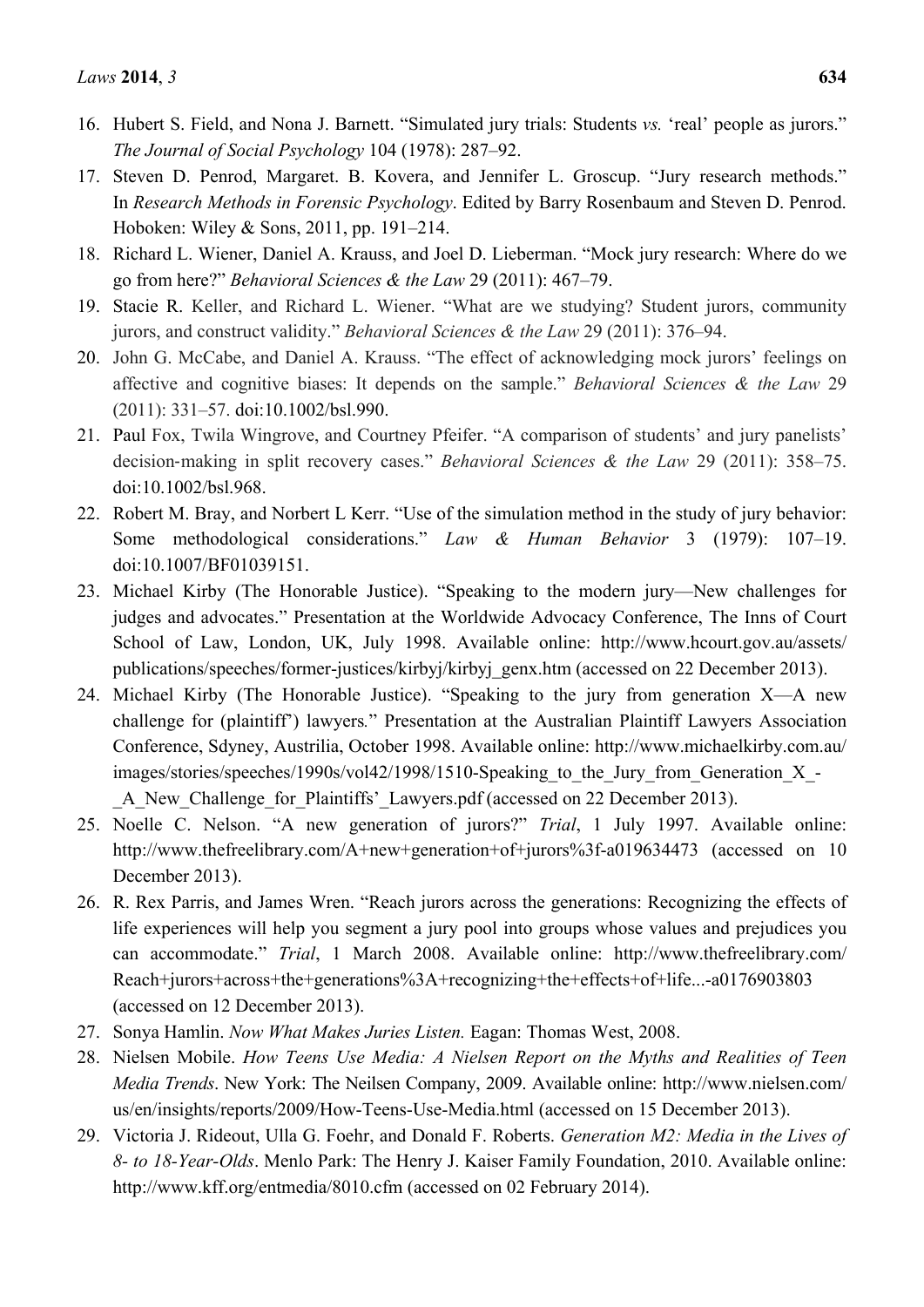16. Hubert S. Field, and Nona J. Barnett. "Simulated jury trials: Students *vs.* 'real' people as jurors." *The Journal of Social Psychology* 104 (1978): 287–92.
17. Steven D. Penrod, Margaret. B. Kovera, and Jennifer L. Groscup. "Jury research methods." In *Research Methods in Forensic Psychology*. Edited by Barry Rosenbaum and Steven D. Penrod. Hoboken: Wiley & Sons, 2011, pp. 191–214.
18. Richard L. Wiener, Daniel A. Krauss, and Joel D. Lieberman. "Mock jury research: Where do we go from here?" *Behavioral Sciences & the Law* 29 (2011): 467–79.
19. Stacie R. Keller, and Richard L. Wiener. "What are we studying? Student jurors, community jurors, and construct validity." *Behavioral Sciences & the Law* 29 (2011): 376–94.
20. John G. McCabe, and Daniel A. Krauss. "The effect of acknowledging mock jurors' feelings on affective and cognitive biases: It depends on the sample." *Behavioral Sciences & the Law* 29 (2011): 331–57. doi:10.1002/bsl.990.
21. Paul Fox, Twila Wingrove, and Courtney Pfeifer. "A comparison of students' and jury panelists' decision-making in split recovery cases." *Behavioral Sciences & the Law* 29 (2011): 358–75. doi:10.1002/bsl.968.
22. Robert M. Bray, and Norbert L Kerr. "Use of the simulation method in the study of jury behavior: Some methodological considerations." *Law & Human Behavior* 3 (1979): 107–19. doi:10.1007/BF01039151.
23. Michael Kirby (The Honorable Justice). "Speaking to the modern jury—New challenges for judges and advocates." Presentation at the Worldwide Advocacy Conference, The Inns of Court School of Law, London, UK, July 1998. Available online: http://www.hcourt.gov.au/assets/publications/speeches/former-justices/kirbyj/kirbyj_genx.htm (accessed on 22 December 2013).
24. Michael Kirby (The Honorable Justice). "Speaking to the jury from generation X—A new challenge for (plaintiff') lawyers." Presentation at the Australian Plaintiff Lawyers Association Conference, Sdyney, Austrilia, October 1998. Available online: http://www.michaelkirby.com.au/images/stories/speeches/1990s/vol42/1998/1510-Speaking_to_the_Jury_from_Generation_X_-_A_New_Challenge_for_Plaintiffs'_Lawyers.pdf (accessed on 22 December 2013).
25. Noelle C. Nelson. "A new generation of jurors?" *Trial*, 1 July 1997. Available online: http://www.thefreelibrary.com/A+new+generation+of+jurors%3f-a019634473 (accessed on 10 December 2013).
26. R. Rex Parris, and James Wren. "Reach jurors across the generations: Recognizing the effects of life experiences will help you segment a jury pool into groups whose values and prejudices you can accommodate." *Trial*, 1 March 2008. Available online: http://www.thefreelibrary.com/Reach+jurors+across+the+generations%3A+recognizing+the+effects+of+life...-a0176903803 (accessed on 12 December 2013).
27. Sonya Hamlin. *Now What Makes Juries Listen.* Eagan: Thomas West, 2008.
28. Nielsen Mobile. *How Teens Use Media: A Nielsen Report on the Myths and Realities of Teen Media Trends*. New York: The Neilsen Company, 2009. Available online: http://www.nielsen.com/us/en/insights/reports/2009/How-Teens-Use-Media.html (accessed on 15 December 2013).
29. Victoria J. Rideout, Ulla G. Foehr, and Donald F. Roberts. *Generation M2: Media in the Lives of 8- to 18-Year-Olds*. Menlo Park: The Henry J. Kaiser Family Foundation, 2010. Available online: http://www.kff.org/entmedia/8010.cfm (accessed on 02 February 2014).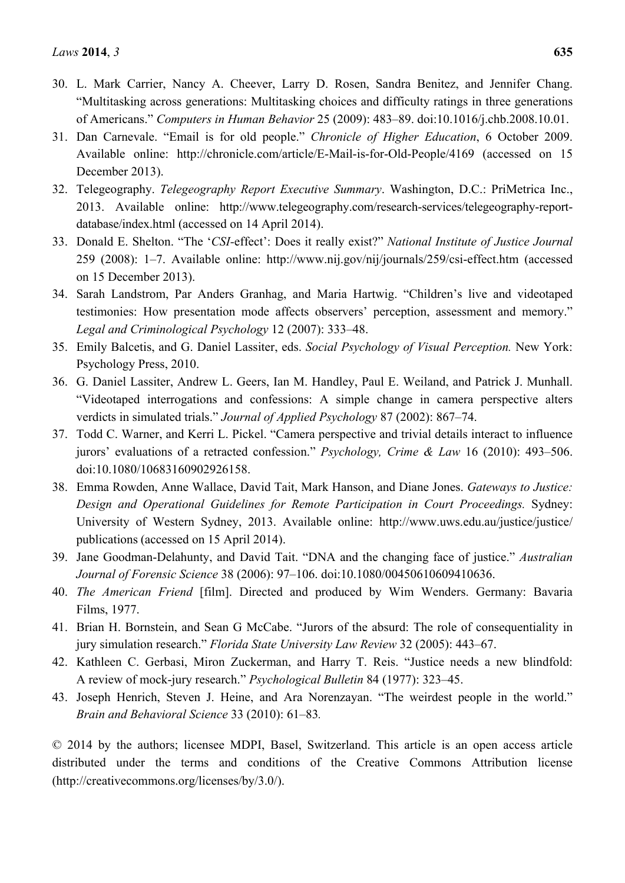30. L. Mark Carrier, Nancy A. Cheever, Larry D. Rosen, Sandra Benitez, and Jennifer Chang. "Multitasking across generations: Multitasking choices and difficulty ratings in three generations of Americans." *Computers in Human Behavior* 25 (2009): 483–89. doi:10.1016/j.chb.2008.10.01.
31. Dan Carnevale. "Email is for old people." *Chronicle of Higher Education*, 6 October 2009. Available online: http://chronicle.com/article/E-Mail-is-for-Old-People/4169 (accessed on 15 December 2013).
32. Telegeography. *Telegeography Report Executive Summary*. Washington, D.C.: PriMetrica Inc., 2013. Available online: http://www.telegeography.com/research-services/telegeography-report-database/index.html (accessed on 14 April 2014).
33. Donald E. Shelton. "The '*CSI*-effect': Does it really exist?" *National Institute of Justice Journal* 259 (2008): 1–7. Available online: http://www.nij.gov/nij/journals/259/csi-effect.htm (accessed on 15 December 2013).
34. Sarah Landstrom, Par Anders Granhag, and Maria Hartwig. "Children's live and videotaped testimonies: How presentation mode affects observers' perception, assessment and memory." *Legal and Criminological Psychology* 12 (2007): 333–48.
35. Emily Balcetis, and G. Daniel Lassiter, eds. *Social Psychology of Visual Perception.* New York: Psychology Press, 2010.
36. G. Daniel Lassiter, Andrew L. Geers, Ian M. Handley, Paul E. Weiland, and Patrick J. Munhall. "Videotaped interrogations and confessions: A simple change in camera perspective alters verdicts in simulated trials." *Journal of Applied Psychology* 87 (2002): 867–74.
37. Todd C. Warner, and Kerri L. Pickel. "Camera perspective and trivial details interact to influence jurors' evaluations of a retracted confession." *Psychology, Crime & Law* 16 (2010): 493–506. doi:10.1080/10683160902926158.
38. Emma Rowden, Anne Wallace, David Tait, Mark Hanson, and Diane Jones. *Gateways to Justice: Design and Operational Guidelines for Remote Participation in Court Proceedings.* Sydney: University of Western Sydney, 2013. Available online: http://www.uws.edu.au/justice/justice/publications (accessed on 15 April 2014).
39. Jane Goodman-Delahunty, and David Tait. "DNA and the changing face of justice." *Australian Journal of Forensic Science* 38 (2006): 97–106. doi:10.1080/00450610609410636.
40. *The American Friend* [film]. Directed and produced by Wim Wenders. Germany: Bavaria Films, 1977.
41. Brian H. Bornstein, and Sean G McCabe. "Jurors of the absurd: The role of consequentiality in jury simulation research." *Florida State University Law Review* 32 (2005): 443–67.
42. Kathleen C. Gerbasi, Miron Zuckerman, and Harry T. Reis. "Justice needs a new blindfold: A review of mock-jury research." *Psychological Bulletin* 84 (1977): 323–45.
43. Joseph Henrich, Steven J. Heine, and Ara Norenzayan. "The weirdest people in the world." *Brain and Behavioral Science* 33 (2010): 61–83.

© 2014 by the authors; licensee MDPI, Basel, Switzerland. This article is an open access article distributed under the terms and conditions of the Creative Commons Attribution license (http://creativecommons.org/licenses/by/3.0/).